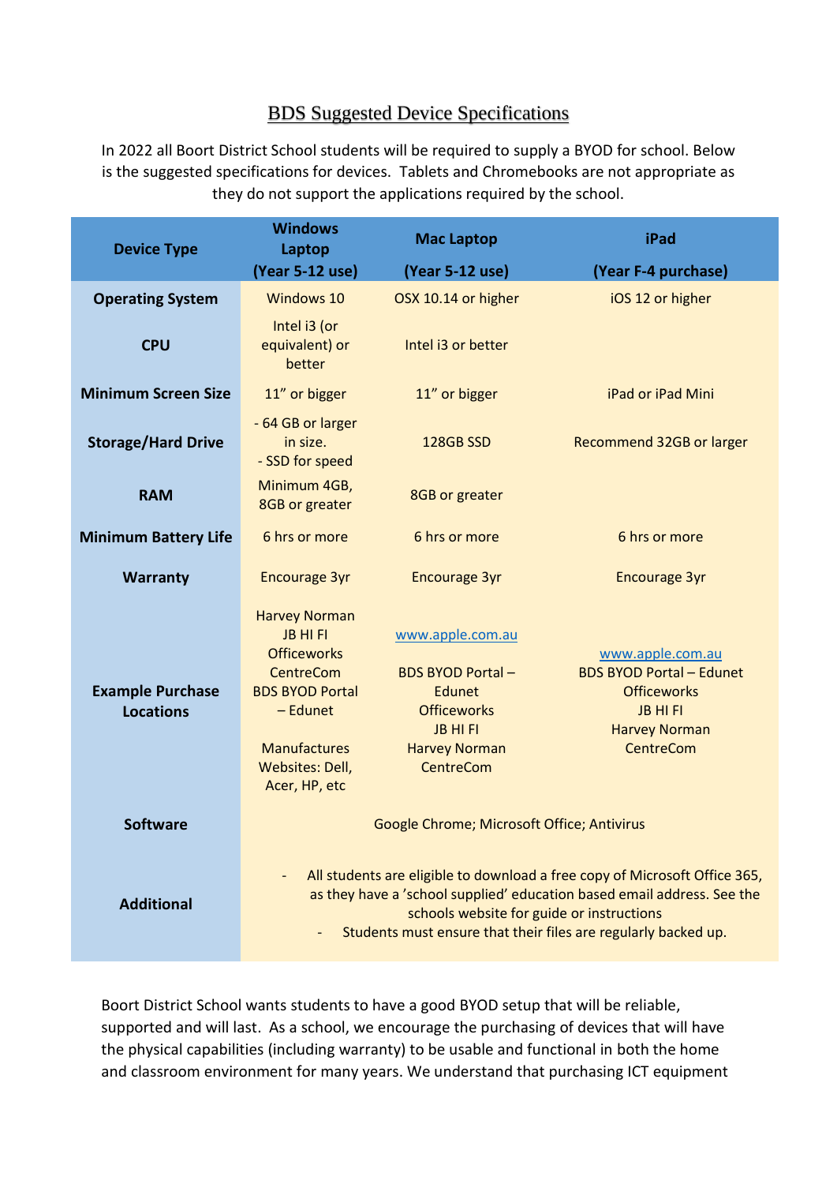# BDS Suggested Device Specifications

In 2022 all Boort District School students will be required to supply a BYOD for school. Below is the suggested specifications for devices. Tablets and Chromebooks are not appropriate as they do not support the applications required by the school.

| Device Type | Windows Laptop (Year 5-12 use) | Mac Laptop (Year 5-12 use) | iPad (Year F-4 purchase) |
|---|---|---|---|
| **Operating System** | Windows 10 | OSX 10.14 or higher | iOS 12 or higher |
| **CPU** | Intel i3 (or equivalent) or better | Intel i3 or better | |
| **Minimum Screen Size** | 11" or bigger | 11" or bigger | iPad or iPad Mini |
| **Storage/Hard Drive** | - 64 GB or larger in size.<br>- SSD for speed | 128GB SSD | Recommend 32GB or larger |
| **RAM** | Minimum 4GB, 8GB or greater | 8GB or greater | |
| **Minimum Battery Life** | 6 hrs or more | 6 hrs or more | 6 hrs or more |
| **Warranty** | Encourage 3yr | Encourage 3yr | Encourage 3yr |
| **Example Purchase Locations** | Harvey Norman<br>JB HI FI<br>Officeworks<br>CentreCom<br>BDS BYOD Portal – Edunet<br><br>Manufactures Websites: Dell, Acer, HP, etc | www.apple.com.au<br><br>BDS BYOD Portal – Edunet<br>Officeworks<br>JB HI FI<br>Harvey Norman<br>CentreCom | www.apple.com.au<br>BDS BYOD Portal – Edunet<br>Officeworks<br>JB HI FI<br>Harvey Norman<br>CentreCom |
| **Software** | Google Chrome; Microsoft Office; Antivirus | | |
| **Additional** | - All students are eligible to download a free copy of Microsoft Office 365, as they have a 'school supplied' education based email address. See the schools website for guide or instructions<br>- Students must ensure that their files are regularly backed up. | | |

Boort District School wants students to have a good BYOD setup that will be reliable, supported and will last. As a school, we encourage the purchasing of devices that will have the physical capabilities (including warranty) to be usable and functional in both the home and classroom environment for many years. We understand that purchasing ICT equipment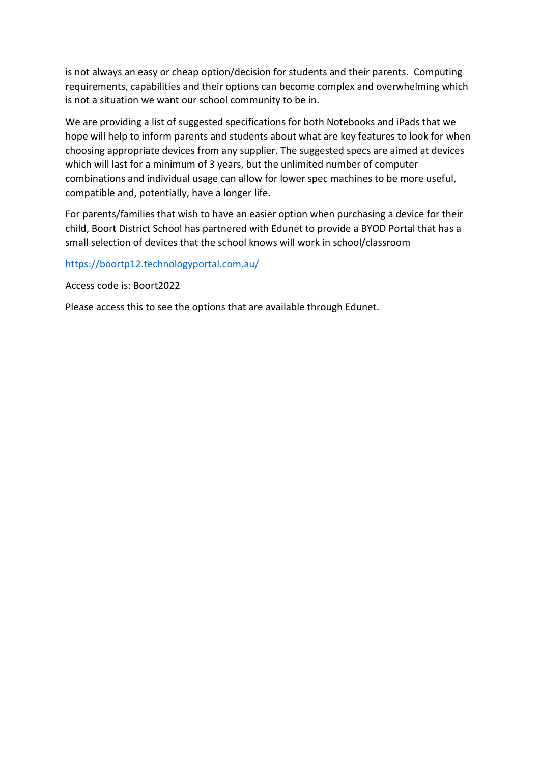is not always an easy or cheap option/decision for students and their parents. Computing requirements, capabilities and their options can become complex and overwhelming which is not a situation we want our school community to be in.

We are providing a list of suggested specifications for both Notebooks and iPads that we hope will help to inform parents and students about what are key features to look for when choosing appropriate devices from any supplier. The suggested specs are aimed at devices which will last for a minimum of 3 years, but the unlimited number of computer combinations and individual usage can allow for lower spec machines to be more useful, compatible and, potentially, have a longer life.

For parents/families that wish to have an easier option when purchasing a device for their child, Boort District School has partnered with Edunet to provide a BYOD Portal that has a small selection of devices that the school knows will work in school/classroom

https://boortp12.technologyportal.com.au/

Access code is: Boort2022

Please access this to see the options that are available through Edunet.